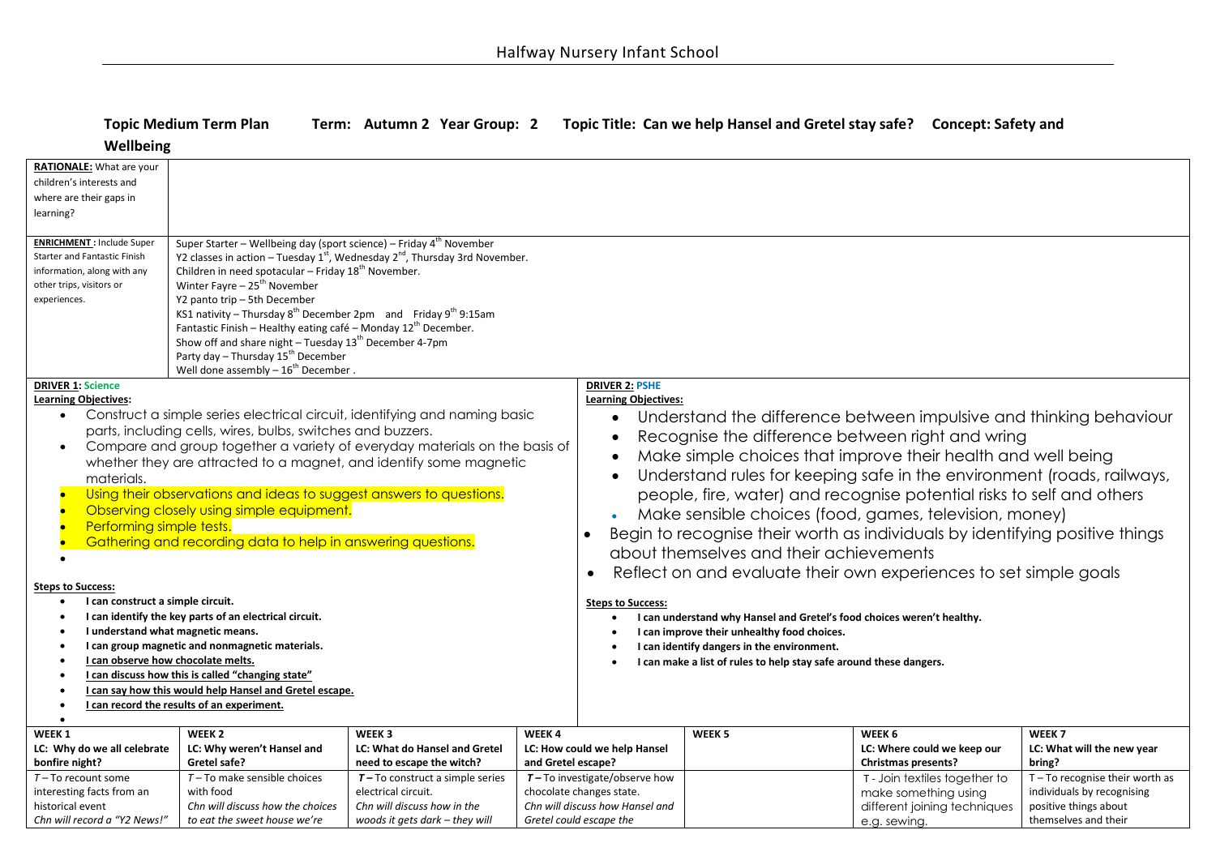Halfway Nursery Infant School

**Topic Medium Term Plan Term: Autumn 2 Year Group: 2 Topic Title: Can we help Hansel and Gretel stay safe? Concept: Safety and Wellbeing**

| | |
|---|---|
| **RATIONALE:** What are your children's interests and where are their gaps in learning? | |
| **ENRICHMENT :** Include Super Starter and Fantastic Finish information, along with any other trips, visitors or experiences. | Super Starter – Wellbeing day (sport science) – Friday 4th November<br>Y2 classes in action – Tuesday 1st, Wednesday 2nd, Thursday 3rd November.<br>Children in need spotacular – Friday 18th November.<br>Winter Fayre – 25th November<br>Y2 panto trip – 5th December<br>KS1 nativity – Thursday 8th December 2pm and Friday 9th 9:15am<br>Fantastic Finish – Healthy eating café – Monday 12th December.<br>Show off and share night – Tuesday 13th December 4-7pm<br>Party day – Thursday 15th December<br>Well done assembly – 16th December . |

**DRIVER 1: Science**

**Learning Objectives:**

- Construct a simple series electrical circuit, identifying and naming basic parts, including cells, wires, bulbs, switches and buzzers.
- Compare and group together a variety of everyday materials on the basis of whether they are attracted to a magnet, and identify some magnetic materials.
- Using their observations and ideas to suggest answers to questions.
- Observing closely using simple equipment.
- Performing simple tests.
- Gathering and recording data to help in answering questions.

**Steps to Success:**

- **I can construct a simple circuit.**
- **I can identify the key parts of an electrical circuit.**
- **I understand what magnetic means.**
- **I can group magnetic and nonmagnetic materials.**
- **I can observe how chocolate melts.**
- **I can discuss how this is called "changing state"**
- **I can say how this would help Hansel and Gretel escape.**
- **I can record the results of an experiment.**

**DRIVER 2: PSHE**

**Learning Objectives:**

- Understand the difference between impulsive and thinking behaviour
- Recognise the difference between right and wring
- Make simple choices that improve their health and well being
- Understand rules for keeping safe in the environment (roads, railways, people, fire, water) and recognise potential risks to self and others
- Make sensible choices (food, games, television, money)
- Begin to recognise their worth as individuals by identifying positive things about themselves and their achievements
- Reflect on and evaluate their own experiences to set simple goals

**Steps to Success:**

- **I can understand why Hansel and Gretel's food choices weren't healthy.**
- **I can improve their unhealthy food choices.**
- **I can identify dangers in the environment.**
- **I can make a list of rules to help stay safe around these dangers.**

| WEEK 1 | WEEK 2 | WEEK 3 | WEEK 4 | WEEK 5 | WEEK 6 | WEEK 7 |
|---|---|---|---|---|---|---|
| **LC: Why do we all celebrate bonfire night?** | **LC: Why weren't Hansel and Gretel safe?** | **LC: What do Hansel and Gretel need to escape the witch?** | **LC: How could we help Hansel and Gretel escape?** | | **LC: Where could we keep our Christmas presents?** | **LC: What will the new year bring?** |
| *T* – To recount some interesting facts from an historical event<br>*Chn will record a "Y2 News!"* | *T* – To make sensible choices with food<br>*Chn will discuss the choices to eat the sweet house we're* | ***T*** – To construct a simple series electrical circuit.<br>*Chn will discuss how in the woods it gets dark – they will* | ***T*** – To investigate/observe how chocolate changes state.<br>*Chn will discuss how Hansel and Gretel could escape the* | | T - Join textiles together to make something using different joining techniques e.g. sewing. | T – To recognise their worth as individuals by recognising positive things about themselves and their |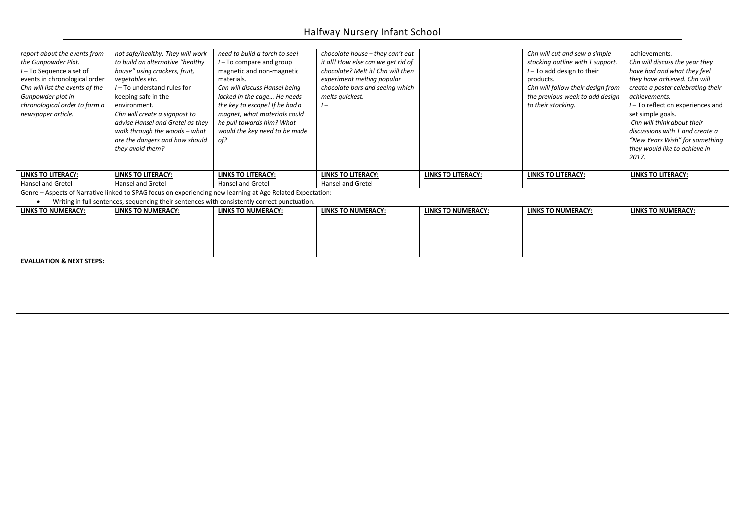| | | | | | | |
|---|---|---|---|---|---|---|
| *report about the events from the Gunpowder Plot.* I – To Sequence a set of events in chronological order *Chn will list the events of the Gunpowder plot in chronological order to form a newspaper article.* | *not safe/healthy. They will work to build an alternative "healthy house" using crackers, fruit, vegetables etc.* I – To understand rules for keeping safe in the environment. *Chn will create a signpost to advise Hansel and Gretel as they walk through the woods – what are the dangers and how should they avoid them?* | *need to build a torch to see!* I – To compare and group magnetic and non-magnetic materials. *Chn will discuss Hansel being locked in the cage… He needs the key to escape! If he had a magnet, what materials could he pull towards him? What would the key need to be made of?* | *chocolate house – they can't eat it all! How else can we get rid of chocolate? Melt it! Chn will then experiment melting popular chocolate bars and seeing which melts quickest.* *I –* | | *Chn will cut and sew a simple stocking outline with T support.* I – To add design to their products. *Chn will follow their design from the previous week to add design to their stocking.* | achievements. *Chn will discuss the year they have had and what they feel they have achieved. Chn will create a poster celebrating their achievements.* I – To reflect on experiences and set simple goals. *Chn will think about their discussions with T and create a "New Years Wish" for something they would like to achieve in 2017.* |
| **LINKS TO LITERACY:** Hansel and Gretel | **LINKS TO LITERACY:** Hansel and Gretel | **LINKS TO LITERACY:** Hansel and Gretel | **LINKS TO LITERACY:** Hansel and Gretel | **LINKS TO LITERACY:** | **LINKS TO LITERACY:** | **LINKS TO LITERACY:** |
| Genre – Aspects of Narrative linked to SPAG focus on experiencing new learning at Age Related Expectation: • Writing in full sentences, sequencing their sentences with consistently correct punctuation. | | | | | | |
| **LINKS TO NUMERACY:** | **LINKS TO NUMERACY:** | **LINKS TO NUMERACY:** | **LINKS TO NUMERACY:** | **LINKS TO NUMERACY:** | **LINKS TO NUMERACY:** | **LINKS TO NUMERACY:** |
| **EVALUATION & NEXT STEPS:** | | | | | | |